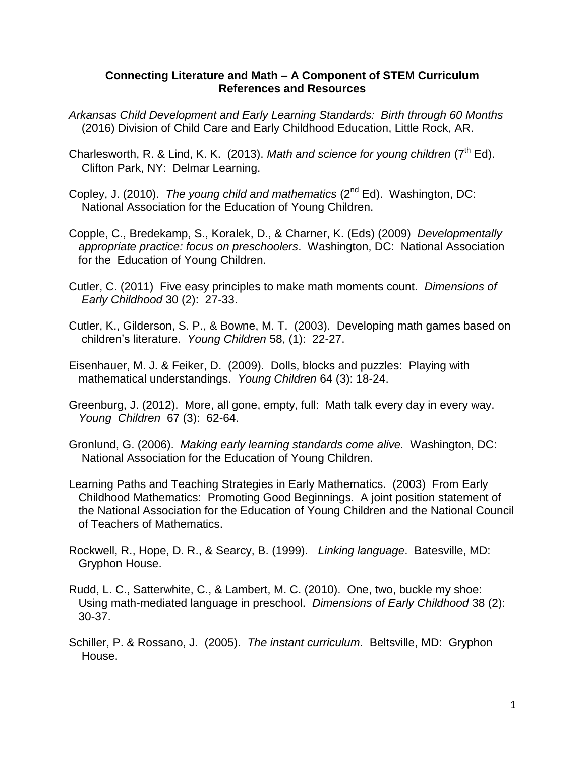**Connecting Literature and Math – A Component of STEM Curriculum**
**References and Resources**

*Arkansas Child Development and Early Learning Standards: Birth through 60 Months* (2016) Division of Child Care and Early Childhood Education, Little Rock, AR.

Charlesworth, R. & Lind, K. K. (2013). *Math and science for young children* (7th Ed). Clifton Park, NY: Delmar Learning.

Copley, J. (2010). *The young child and mathematics* (2nd Ed). Washington, DC: National Association for the Education of Young Children.

Copple, C., Bredekamp, S., Koralek, D., & Charner, K. (Eds) (2009) *Developmentally appropriate practice: focus on preschoolers*. Washington, DC: National Association for the Education of Young Children.

Cutler, C. (2011) Five easy principles to make math moments count. *Dimensions of Early Childhood* 30 (2): 27-33.

Cutler, K., Gilderson, S. P., & Bowne, M. T. (2003). Developing math games based on children's literature. *Young Children* 58, (1): 22-27.

Eisenhauer, M. J. & Feiker, D. (2009). Dolls, blocks and puzzles: Playing with mathematical understandings. *Young Children* 64 (3): 18-24.

Greenburg, J. (2012). More, all gone, empty, full: Math talk every day in every way. *Young Children* 67 (3): 62-64.

Gronlund, G. (2006). *Making early learning standards come alive.* Washington, DC: National Association for the Education of Young Children.

Learning Paths and Teaching Strategies in Early Mathematics. (2003) From Early Childhood Mathematics: Promoting Good Beginnings. A joint position statement of the National Association for the Education of Young Children and the National Council of Teachers of Mathematics.

Rockwell, R., Hope, D. R., & Searcy, B. (1999). *Linking language*. Batesville, MD: Gryphon House.

Rudd, L. C., Satterwhite, C., & Lambert, M. C. (2010). One, two, buckle my shoe: Using math-mediated language in preschool. *Dimensions of Early Childhood* 38 (2): 30-37.

Schiller, P. & Rossano, J. (2005). *The instant curriculum*. Beltsville, MD: Gryphon House.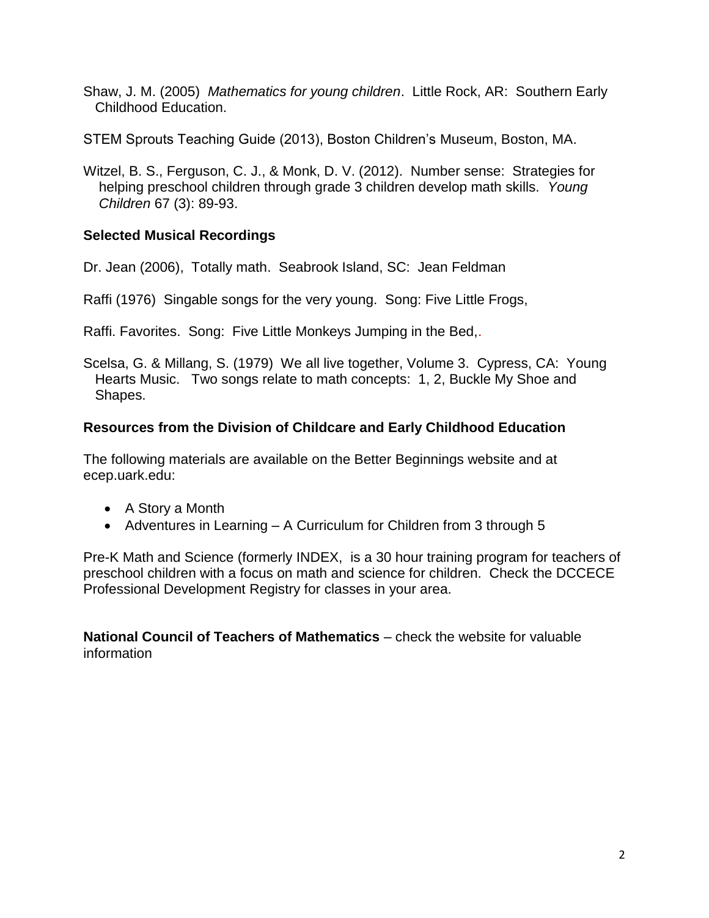Shaw, J. M. (2005) *Mathematics for young children*. Little Rock, AR: Southern Early Childhood Education.

STEM Sprouts Teaching Guide (2013), Boston Children's Museum, Boston, MA.

Witzel, B. S., Ferguson, C. J., & Monk, D. V. (2012). Number sense: Strategies for helping preschool children through grade 3 children develop math skills. *Young Children* 67 (3): 89-93.

### Selected Musical Recordings

Dr. Jean (2006), Totally math. Seabrook Island, SC: Jean Feldman

Raffi (1976) Singable songs for the very young. Song: Five Little Frogs,

Raffi. Favorites. Song: Five Little Monkeys Jumping in the Bed,.

Scelsa, G. & Millang, S. (1979) We all live together, Volume 3. Cypress, CA: Young Hearts Music. Two songs relate to math concepts: 1, 2, Buckle My Shoe and Shapes.

### Resources from the Division of Childcare and Early Childhood Education

The following materials are available on the Better Beginnings website and at ecep.uark.edu:

- A Story a Month
- Adventures in Learning – A Curriculum for Children from 3 through 5

Pre-K Math and Science (formerly INDEX, is a 30 hour training program for teachers of preschool children with a focus on math and science for children. Check the DCCECE Professional Development Registry for classes in your area.

**National Council of Teachers of Mathematics** – check the website for valuable information